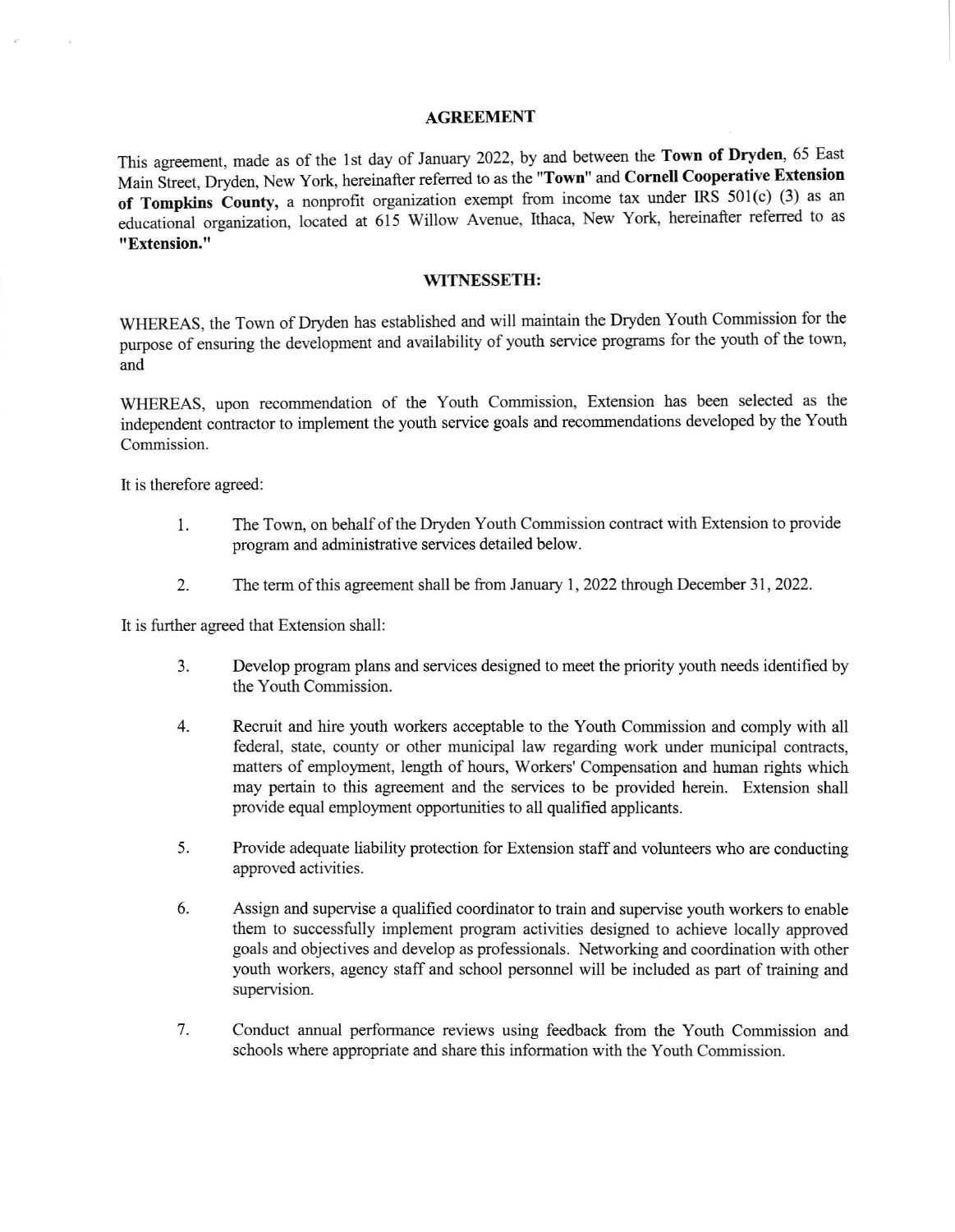# AGREEMENT

This agreement, made as of the 1st day of January 2022, by and between the **Town of Dryden**, 65 East Main Street, Dryden, New York, hereinafter referred to as the "**Town**" and **Cornell Cooperative Extension of Tompkins County,** a nonprofit organization exempt from income tax under IRS 501(c) (3) as an educational organization, located at 615 Willow Avenue, Ithaca, New York, hereinafter referred to as **"Extension."**

## WITNESSETH:

WHEREAS, the Town of Dryden has established and will maintain the Dryden Youth Commission for the purpose of ensuring the development and availability of youth service programs for the youth of the town, and

WHEREAS, upon recommendation of the Youth Commission, Extension has been selected as the independent contractor to implement the youth service goals and recommendations developed by the Youth Commission.

It is therefore agreed:

1. The Town, on behalf of the Dryden Youth Commission contract with Extension to provide program and administrative services detailed below.

2. The term of this agreement shall be from January 1, 2022 through December 31, 2022.

It is further agreed that Extension shall:

3. Develop program plans and services designed to meet the priority youth needs identified by the Youth Commission.

4. Recruit and hire youth workers acceptable to the Youth Commission and comply with all federal, state, county or other municipal law regarding work under municipal contracts, matters of employment, length of hours, Workers' Compensation and human rights which may pertain to this agreement and the services to be provided herein. Extension shall provide equal employment opportunities to all qualified applicants.

5. Provide adequate liability protection for Extension staff and volunteers who are conducting approved activities.

6. Assign and supervise a qualified coordinator to train and supervise youth workers to enable them to successfully implement program activities designed to achieve locally approved goals and objectives and develop as professionals. Networking and coordination with other youth workers, agency staff and school personnel will be included as part of training and supervision.

7. Conduct annual performance reviews using feedback from the Youth Commission and schools where appropriate and share this information with the Youth Commission.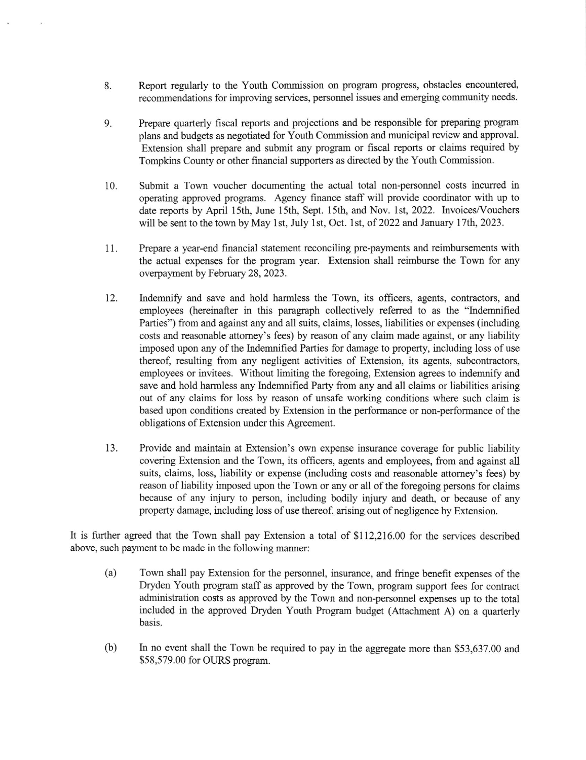8. Report regularly to the Youth Commission on program progress, obstacles encountered, recommendations for improving services, personnel issues and emerging community needs.

9. Prepare quarterly fiscal reports and projections and be responsible for preparing program plans and budgets as negotiated for Youth Commission and municipal review and approval. Extension shall prepare and submit any program or fiscal reports or claims required by Tompkins County or other financial supporters as directed by the Youth Commission.

10. Submit a Town voucher documenting the actual total non-personnel costs incurred in operating approved programs. Agency finance staff will provide coordinator with up to date reports by April 15th, June 15th, Sept. 15th, and Nov. 1st, 2022. Invoices/Vouchers will be sent to the town by May 1st, July 1st, Oct. 1st, of 2022 and January 17th, 2023.

11. Prepare a year-end financial statement reconciling pre-payments and reimbursements with the actual expenses for the program year. Extension shall reimburse the Town for any overpayment by February 28, 2023.

12. Indemnify and save and hold harmless the Town, its officers, agents, contractors, and employees (hereinafter in this paragraph collectively referred to as the "Indemnified Parties") from and against any and all suits, claims, losses, liabilities or expenses (including costs and reasonable attorney's fees) by reason of any claim made against, or any liability imposed upon any of the Indemnified Parties for damage to property, including loss of use thereof, resulting from any negligent activities of Extension, its agents, subcontractors, employees or invitees. Without limiting the foregoing, Extension agrees to indemnify and save and hold harmless any Indemnified Party from any and all claims or liabilities arising out of any claims for loss by reason of unsafe working conditions where such claim is based upon conditions created by Extension in the performance or non-performance of the obligations of Extension under this Agreement.

13. Provide and maintain at Extension's own expense insurance coverage for public liability covering Extension and the Town, its officers, agents and employees, from and against all suits, claims, loss, liability or expense (including costs and reasonable attorney's fees) by reason of liability imposed upon the Town or any or all of the foregoing persons for claims because of any injury to person, including bodily injury and death, or because of any property damage, including loss of use thereof, arising out of negligence by Extension.

It is further agreed that the Town shall pay Extension a total of $112,216.00 for the services described above, such payment to be made in the following manner:

(a) Town shall pay Extension for the personnel, insurance, and fringe benefit expenses of the Dryden Youth program staff as approved by the Town, program support fees for contract administration costs as approved by the Town and non-personnel expenses up to the total included in the approved Dryden Youth Program budget (Attachment A) on a quarterly basis.

(b) In no event shall the Town be required to pay in the aggregate more than $53,637.00 and $58,579.00 for OURS program.